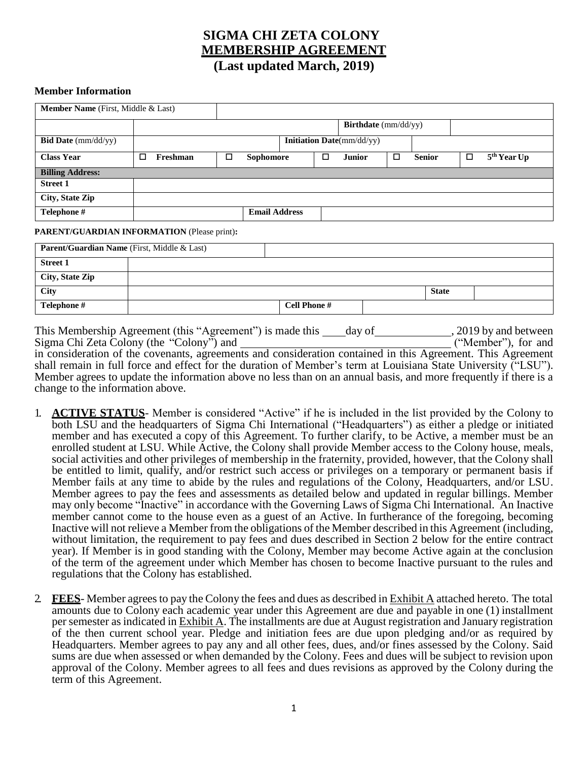# SIGMA CHI ZETA COLONY
## MEMBERSHIP AGREEMENT
### (Last updated March, 2019)

**Member Information**

| **Member Name** (First, Middle & Last) | | | | | | | | | |
|---|---|---|---|---|---|---|---|---|---|
| | | | | | **Birthdate** (mm/dd/yy) | | | | |
| **Bid Date** (mm/dd/yy) | | | **Initiation Date**(mm/dd/yy) | | | | | | |
| **Class Year** | ☐ **Freshman** | ☐ **Sophomore** | | ☐ **Junior** | | ☐ **Senior** | | ☐ **5th Year Up** | |
| **Billing Address:** | | | | | | | | | |
| **Street 1** | | | | | | | | | |
| **City, State Zip** | | | | | | | | | |
| **Telephone #** | | **Email Address** | | | | | | | |

**PARENT/GUARDIAN INFORMATION** (Please print)**:**

| **Parent/Guardian Name** (First, Middle & Last) | | | | | |
|---|---|---|---|---|---|
| **Street 1** | | | | | |
| **City, State Zip** | | | | | |
| **City** | | | | **State** | |
| **Telephone #** | | **Cell Phone #** | | | |

This Membership Agreement (this "Agreement") is made this ____ day of ____________, 2019 by and between Sigma Chi Zeta Colony (the "Colony") and ______________________________ ("Member"), for and in consideration of the covenants, agreements and consideration contained in this Agreement. This Agreement shall remain in full force and effect for the duration of Member's term at Louisiana State University ("LSU"). Member agrees to update the information above no less than on an annual basis, and more frequently if there is a change to the information above.

1. **ACTIVE STATUS**- Member is considered "Active" if he is included in the list provided by the Colony to both LSU and the headquarters of Sigma Chi International ("Headquarters") as either a pledge or initiated member and has executed a copy of this Agreement. To further clarify, to be Active, a member must be an enrolled student at LSU. While Active, the Colony shall provide Member access to the Colony house, meals, social activities and other privileges of membership in the fraternity, provided, however, that the Colony shall be entitled to limit, qualify, and/or restrict such access or privileges on a temporary or permanent basis if Member fails at any time to abide by the rules and regulations of the Colony, Headquarters, and/or LSU. Member agrees to pay the fees and assessments as detailed below and updated in regular billings. Member may only become "Inactive" in accordance with the Governing Laws of Sigma Chi International. An Inactive member cannot come to the house even as a guest of an Active. In furtherance of the foregoing, becoming Inactive will not relieve a Member from the obligations of the Member described in this Agreement (including, without limitation, the requirement to pay fees and dues described in Section 2 below for the entire contract year). If Member is in good standing with the Colony, Member may become Active again at the conclusion of the term of the agreement under which Member has chosen to become Inactive pursuant to the rules and regulations that the Colony has established.

2. **FEES**- Member agrees to pay the Colony the fees and dues as described in Exhibit A attached hereto. The total amounts due to Colony each academic year under this Agreement are due and payable in one (1) installment per semester as indicated in Exhibit A. The installments are due at August registration and January registration of the then current school year. Pledge and initiation fees are due upon pledging and/or as required by Headquarters. Member agrees to pay any and all other fees, dues, and/or fines assessed by the Colony. Said sums are due when assessed or when demanded by the Colony. Fees and dues will be subject to revision upon approval of the Colony. Member agrees to all fees and dues revisions as approved by the Colony during the term of this Agreement.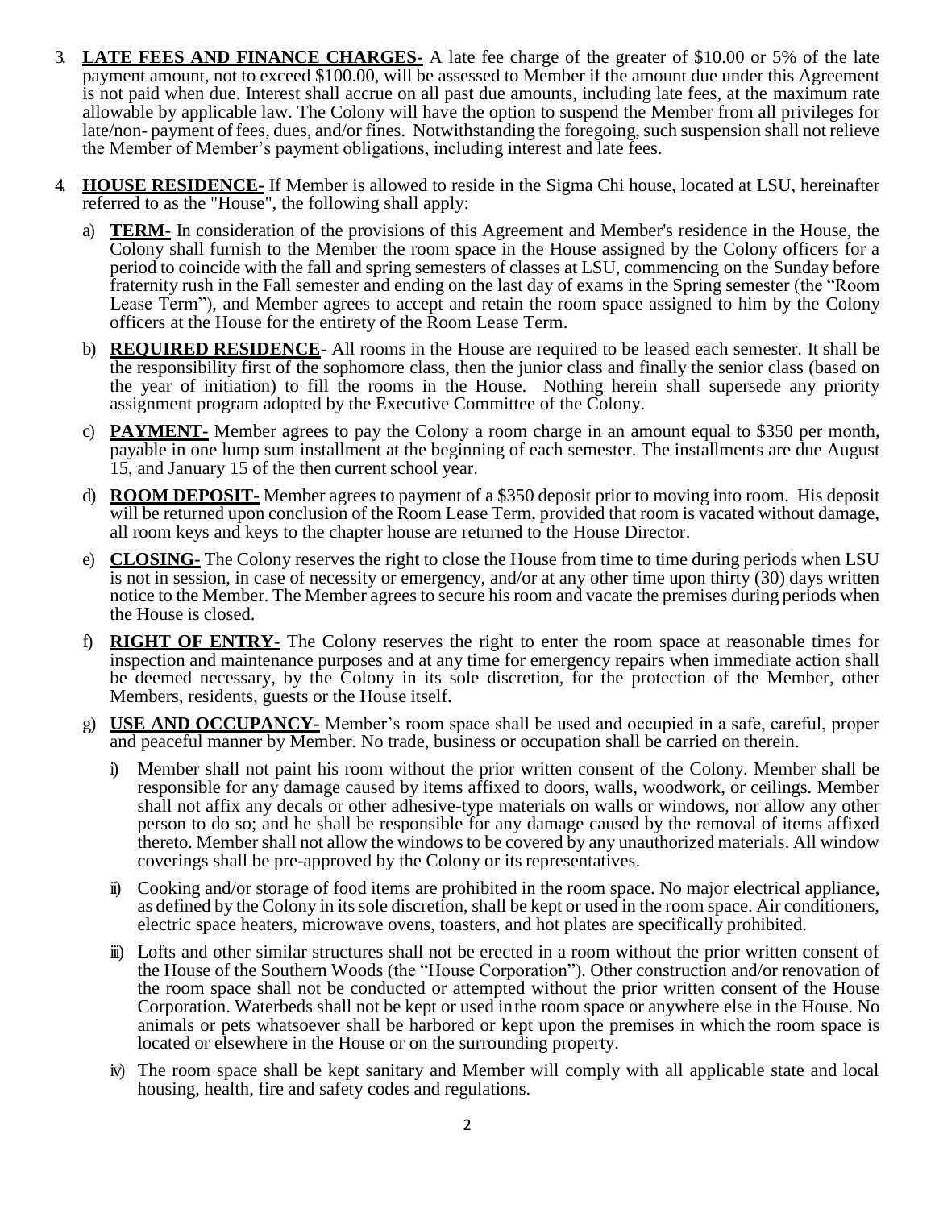3. **LATE FEES AND FINANCE CHARGES-** A late fee charge of the greater of $10.00 or 5% of the late payment amount, not to exceed $100.00, will be assessed to Member if the amount due under this Agreement is not paid when due. Interest shall accrue on all past due amounts, including late fees, at the maximum rate allowable by applicable law. The Colony will have the option to suspend the Member from all privileges for late/non- payment of fees, dues, and/or fines. Notwithstanding the foregoing, such suspension shall not relieve the Member of Member's payment obligations, including interest and late fees.

4. **HOUSE RESIDENCE-** If Member is allowed to reside in the Sigma Chi house, located at LSU, hereinafter referred to as the "House", the following shall apply:

   a) **TERM-** In consideration of the provisions of this Agreement and Member's residence in the House, the Colony shall furnish to the Member the room space in the House assigned by the Colony officers for a period to coincide with the fall and spring semesters of classes at LSU, commencing on the Sunday before fraternity rush in the Fall semester and ending on the last day of exams in the Spring semester (the "Room Lease Term"), and Member agrees to accept and retain the room space assigned to him by the Colony officers at the House for the entirety of the Room Lease Term.

   b) **REQUIRED RESIDENCE**- All rooms in the House are required to be leased each semester. It shall be the responsibility first of the sophomore class, then the junior class and finally the senior class (based on the year of initiation) to fill the rooms in the House. Nothing herein shall supersede any priority assignment program adopted by the Executive Committee of the Colony.

   c) **PAYMENT-** Member agrees to pay the Colony a room charge in an amount equal to $350 per month, payable in one lump sum installment at the beginning of each semester. The installments are due August 15, and January 15 of the then current school year.

   d) **ROOM DEPOSIT-** Member agrees to payment of a $350 deposit prior to moving into room. His deposit will be returned upon conclusion of the Room Lease Term, provided that room is vacated without damage, all room keys and keys to the chapter house are returned to the House Director.

   e) **CLOSING-** The Colony reserves the right to close the House from time to time during periods when LSU is not in session, in case of necessity or emergency, and/or at any other time upon thirty (30) days written notice to the Member. The Member agrees to secure his room and vacate the premises during periods when the House is closed.

   f) **RIGHT OF ENTRY-** The Colony reserves the right to enter the room space at reasonable times for inspection and maintenance purposes and at any time for emergency repairs when immediate action shall be deemed necessary, by the Colony in its sole discretion, for the protection of the Member, other Members, residents, guests or the House itself.

   g) **USE AND OCCUPANCY-** Member's room space shall be used and occupied in a safe, careful, proper and peaceful manner by Member. No trade, business or occupation shall be carried on therein.

      i) Member shall not paint his room without the prior written consent of the Colony. Member shall be responsible for any damage caused by items affixed to doors, walls, woodwork, or ceilings. Member shall not affix any decals or other adhesive-type materials on walls or windows, nor allow any other person to do so; and he shall be responsible for any damage caused by the removal of items affixed thereto. Member shall not allow the windows to be covered by any unauthorized materials. All window coverings shall be pre-approved by the Colony or its representatives.

      ii) Cooking and/or storage of food items are prohibited in the room space. No major electrical appliance, as defined by the Colony in its sole discretion, shall be kept or used in the room space. Air conditioners, electric space heaters, microwave ovens, toasters, and hot plates are specifically prohibited.

      iii) Lofts and other similar structures shall not be erected in a room without the prior written consent of the House of the Southern Woods (the "House Corporation"). Other construction and/or renovation of the room space shall not be conducted or attempted without the prior written consent of the House Corporation. Waterbeds shall not be kept or used in the room space or anywhere else in the House. No animals or pets whatsoever shall be harbored or kept upon the premises in which the room space is located or elsewhere in the House or on the surrounding property.

      iv) The room space shall be kept sanitary and Member will comply with all applicable state and local housing, health, fire and safety codes and regulations.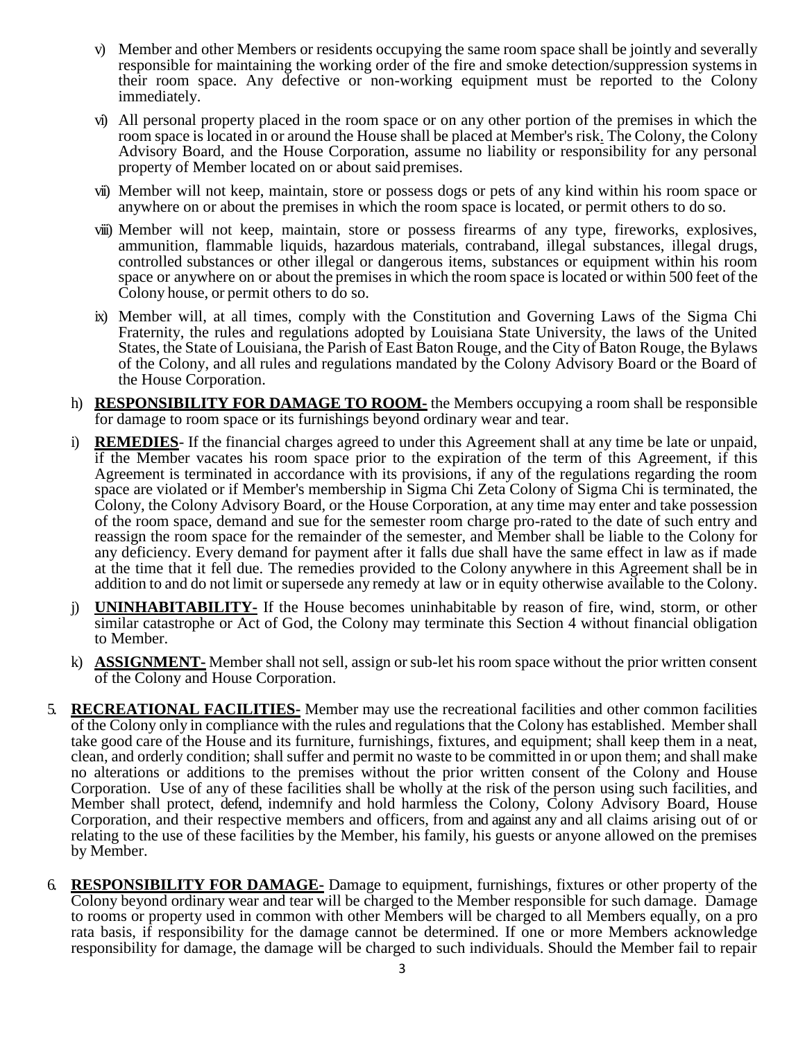v) Member and other Members or residents occupying the same room space shall be jointly and severally responsible for maintaining the working order of the fire and smoke detection/suppression systems in their room space. Any defective or non-working equipment must be reported to the Colony immediately.

vi) All personal property placed in the room space or on any other portion of the premises in which the room space is located in or around the House shall be placed at Member's risk. The Colony, the Colony Advisory Board, and the House Corporation, assume no liability or responsibility for any personal property of Member located on or about said premises.

vii) Member will not keep, maintain, store or possess dogs or pets of any kind within his room space or anywhere on or about the premises in which the room space is located, or permit others to do so.

viii) Member will not keep, maintain, store or possess firearms of any type, fireworks, explosives, ammunition, flammable liquids, hazardous materials, contraband, illegal substances, illegal drugs, controlled substances or other illegal or dangerous items, substances or equipment within his room space or anywhere on or about the premises in which the room space is located or within 500 feet of the Colony house, or permit others to do so.

ix) Member will, at all times, comply with the Constitution and Governing Laws of the Sigma Chi Fraternity, the rules and regulations adopted by Louisiana State University, the laws of the United States, the State of Louisiana, the Parish of East Baton Rouge, and the City of Baton Rouge, the Bylaws of the Colony, and all rules and regulations mandated by the Colony Advisory Board or the Board of the House Corporation.

h) **RESPONSIBILITY FOR DAMAGE TO ROOM-** the Members occupying a room shall be responsible for damage to room space or its furnishings beyond ordinary wear and tear.

i) **REMEDIES**- If the financial charges agreed to under this Agreement shall at any time be late or unpaid, if the Member vacates his room space prior to the expiration of the term of this Agreement, if this Agreement is terminated in accordance with its provisions, if any of the regulations regarding the room space are violated or if Member's membership in Sigma Chi Zeta Colony of Sigma Chi is terminated, the Colony, the Colony Advisory Board, or the House Corporation, at any time may enter and take possession of the room space, demand and sue for the semester room charge pro-rated to the date of such entry and reassign the room space for the remainder of the semester, and Member shall be liable to the Colony for any deficiency. Every demand for payment after it falls due shall have the same effect in law as if made at the time that it fell due. The remedies provided to the Colony anywhere in this Agreement shall be in addition to and do not limit or supersede any remedy at law or in equity otherwise available to the Colony.

j) **UNINHABITABILITY-** If the House becomes uninhabitable by reason of fire, wind, storm, or other similar catastrophe or Act of God, the Colony may terminate this Section 4 without financial obligation to Member.

k) **ASSIGNMENT-** Member shall not sell, assign or sub-let his room space without the prior written consent of the Colony and House Corporation.

5. **RECREATIONAL FACILITIES-** Member may use the recreational facilities and other common facilities of the Colony only in compliance with the rules and regulations that the Colony has established. Member shall take good care of the House and its furniture, furnishings, fixtures, and equipment; shall keep them in a neat, clean, and orderly condition; shall suffer and permit no waste to be committed in or upon them; and shall make no alterations or additions to the premises without the prior written consent of the Colony and House Corporation. Use of any of these facilities shall be wholly at the risk of the person using such facilities, and Member shall protect, defend, indemnify and hold harmless the Colony, Colony Advisory Board, House Corporation, and their respective members and officers, from and against any and all claims arising out of or relating to the use of these facilities by the Member, his family, his guests or anyone allowed on the premises by Member.

6. **RESPONSIBILITY FOR DAMAGE-** Damage to equipment, furnishings, fixtures or other property of the Colony beyond ordinary wear and tear will be charged to the Member responsible for such damage. Damage to rooms or property used in common with other Members will be charged to all Members equally, on a pro rata basis, if responsibility for the damage cannot be determined. If one or more Members acknowledge responsibility for damage, the damage will be charged to such individuals. Should the Member fail to repair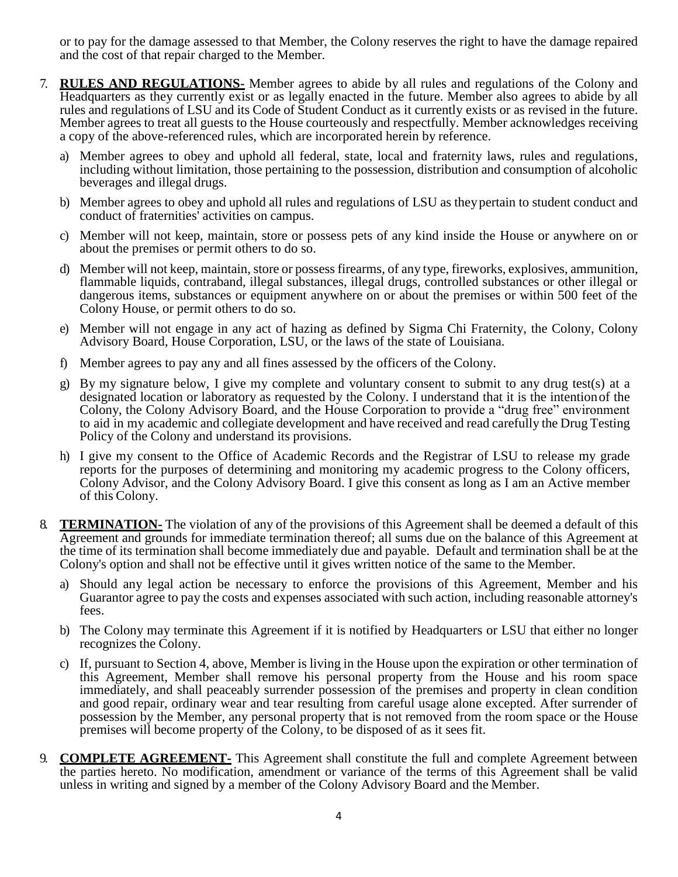or to pay for the damage assessed to that Member, the Colony reserves the right to have the damage repaired and the cost of that repair charged to the Member.

7. **RULES AND REGULATIONS-** Member agrees to abide by all rules and regulations of the Colony and Headquarters as they currently exist or as legally enacted in the future. Member also agrees to abide by all rules and regulations of LSU and its Code of Student Conduct as it currently exists or as revised in the future. Member agrees to treat all guests to the House courteously and respectfully. Member acknowledges receiving a copy of the above-referenced rules, which are incorporated herein by reference.

   a) Member agrees to obey and uphold all federal, state, local and fraternity laws, rules and regulations, including without limitation, those pertaining to the possession, distribution and consumption of alcoholic beverages and illegal drugs.

   b) Member agrees to obey and uphold all rules and regulations of LSU as they pertain to student conduct and conduct of fraternities' activities on campus.

   c) Member will not keep, maintain, store or possess pets of any kind inside the House or anywhere on or about the premises or permit others to do so.

   d) Member will not keep, maintain, store or possess firearms, of any type, fireworks, explosives, ammunition, flammable liquids, contraband, illegal substances, illegal drugs, controlled substances or other illegal or dangerous items, substances or equipment anywhere on or about the premises or within 500 feet of the Colony House, or permit others to do so.

   e) Member will not engage in any act of hazing as defined by Sigma Chi Fraternity, the Colony, Colony Advisory Board, House Corporation, LSU, or the laws of the state of Louisiana.

   f) Member agrees to pay any and all fines assessed by the officers of the Colony.

   g) By my signature below, I give my complete and voluntary consent to submit to any drug test(s) at a designated location or laboratory as requested by the Colony. I understand that it is the intention of the Colony, the Colony Advisory Board, and the House Corporation to provide a "drug free" environment to aid in my academic and collegiate development and have received and read carefully the Drug Testing Policy of the Colony and understand its provisions.

   h) I give my consent to the Office of Academic Records and the Registrar of LSU to release my grade reports for the purposes of determining and monitoring my academic progress to the Colony officers, Colony Advisor, and the Colony Advisory Board. I give this consent as long as I am an Active member of this Colony.

8. **TERMINATION-** The violation of any of the provisions of this Agreement shall be deemed a default of this Agreement and grounds for immediate termination thereof; all sums due on the balance of this Agreement at the time of its termination shall become immediately due and payable. Default and termination shall be at the Colony's option and shall not be effective until it gives written notice of the same to the Member.

   a) Should any legal action be necessary to enforce the provisions of this Agreement, Member and his Guarantor agree to pay the costs and expenses associated with such action, including reasonable attorney's fees.

   b) The Colony may terminate this Agreement if it is notified by Headquarters or LSU that either no longer recognizes the Colony.

   c) If, pursuant to Section 4, above, Member is living in the House upon the expiration or other termination of this Agreement, Member shall remove his personal property from the House and his room space immediately, and shall peaceably surrender possession of the premises and property in clean condition and good repair, ordinary wear and tear resulting from careful usage alone excepted. After surrender of possession by the Member, any personal property that is not removed from the room space or the House premises will become property of the Colony, to be disposed of as it sees fit.

9. **COMPLETE AGREEMENT-** This Agreement shall constitute the full and complete Agreement between the parties hereto. No modification, amendment or variance of the terms of this Agreement shall be valid unless in writing and signed by a member of the Colony Advisory Board and the Member.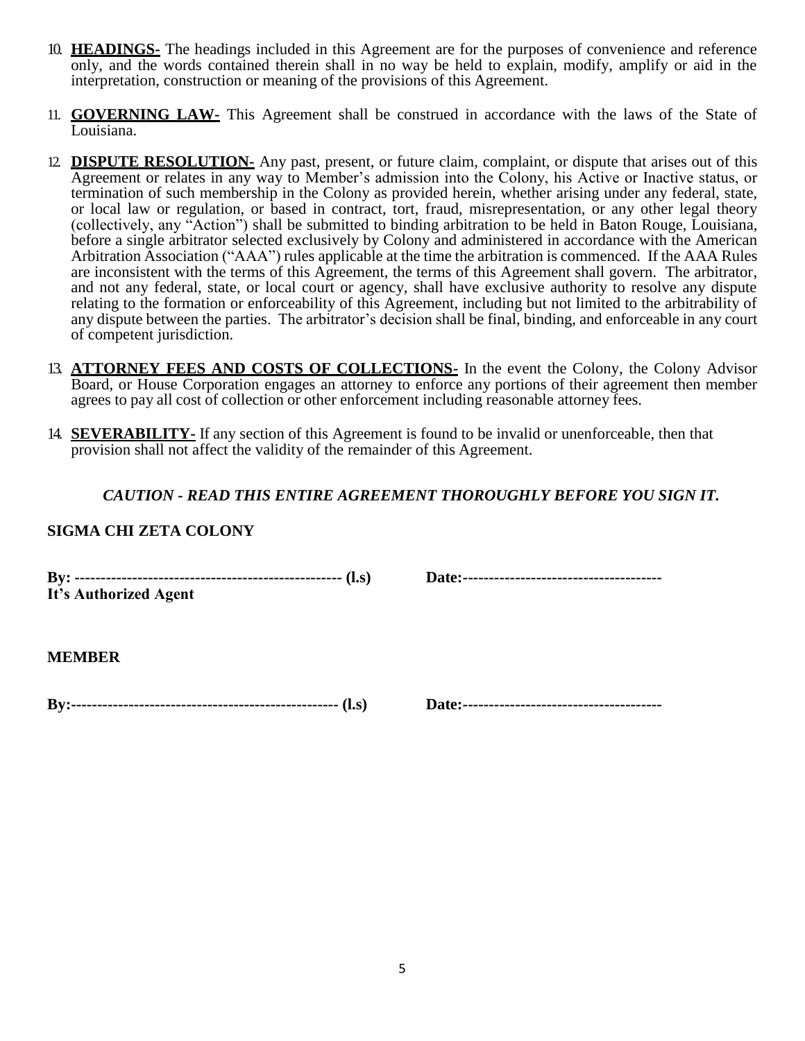10. **HEADINGS-** The headings included in this Agreement are for the purposes of convenience and reference only, and the words contained therein shall in no way be held to explain, modify, amplify or aid in the interpretation, construction or meaning of the provisions of this Agreement.

11. **GOVERNING LAW-** This Agreement shall be construed in accordance with the laws of the State of Louisiana.

12. **DISPUTE RESOLUTION-** Any past, present, or future claim, complaint, or dispute that arises out of this Agreement or relates in any way to Member's admission into the Colony, his Active or Inactive status, or termination of such membership in the Colony as provided herein, whether arising under any federal, state, or local law or regulation, or based in contract, tort, fraud, misrepresentation, or any other legal theory (collectively, any "Action") shall be submitted to binding arbitration to be held in Baton Rouge, Louisiana, before a single arbitrator selected exclusively by Colony and administered in accordance with the American Arbitration Association ("AAA") rules applicable at the time the arbitration is commenced. If the AAA Rules are inconsistent with the terms of this Agreement, the terms of this Agreement shall govern. The arbitrator, and not any federal, state, or local court or agency, shall have exclusive authority to resolve any dispute relating to the formation or enforceability of this Agreement, including but not limited to the arbitrability of any dispute between the parties. The arbitrator's decision shall be final, binding, and enforceable in any court of competent jurisdiction.

13. **ATTORNEY FEES AND COSTS OF COLLECTIONS-** In the event the Colony, the Colony Advisor Board, or House Corporation engages an attorney to enforce any portions of their agreement then member agrees to pay all cost of collection or other enforcement including reasonable attorney fees.

14. **SEVERABILITY-** If any section of this Agreement is found to be invalid or unenforceable, then that provision shall not affect the validity of the remainder of this Agreement.

***CAUTION - READ THIS ENTIRE AGREEMENT THOROUGHLY BEFORE YOU SIGN IT.***

**SIGMA CHI ZETA COLONY**

**By: -------------------------------------------------- (l.s)** **Date:-------------------------------------**
**It's Authorized Agent**

**MEMBER**

**By:--------------------------------------------------- (l.s)** **Date:-------------------------------------**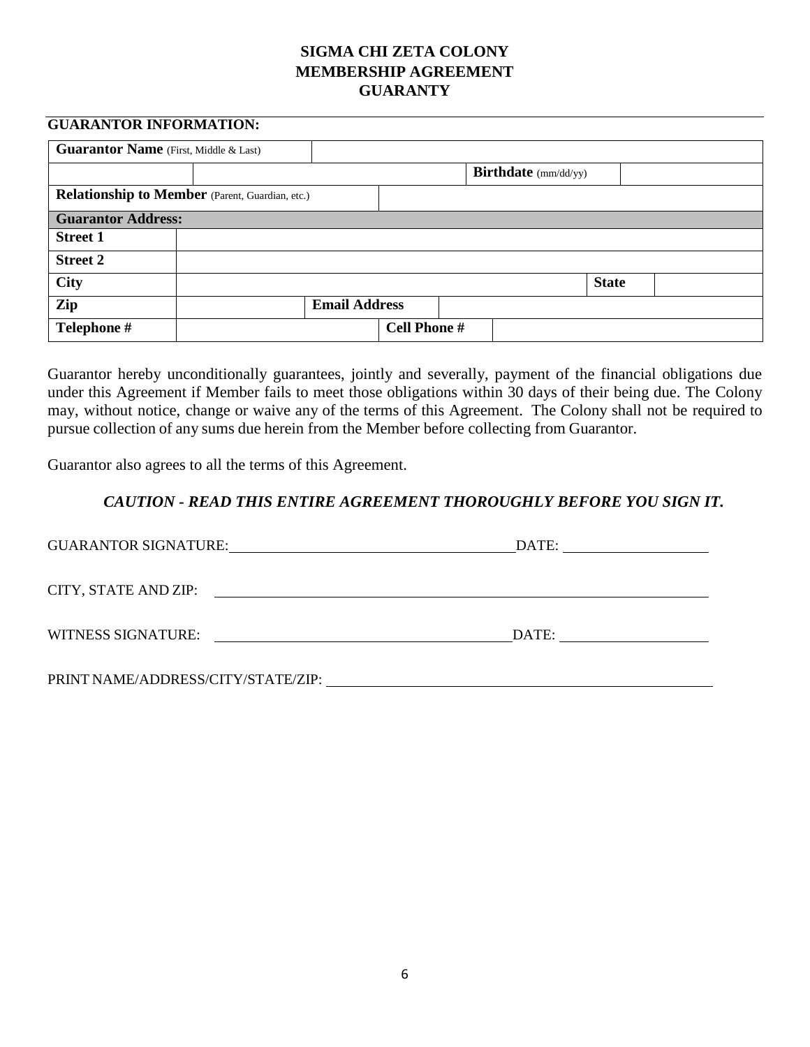# SIGMA CHI ZETA COLONY
# MEMBERSHIP AGREEMENT
# GUARANTY

**GUARANTOR INFORMATION:**

| **Guarantor Name** (First, Middle & Last) | | | |
|---|---|---|---|
| | | **Birthdate** (mm/dd/yy) | |
| **Relationship to Member** (Parent, Guardian, etc.) | | | |

| **Guarantor Address:** | | | | | |
|---|---|---|---|---|---|
| **Street 1** | | | | | |
| **Street 2** | | | | | |
| **City** | | | | **State** | |
| **Zip** | | **Email Address** | | | |
| **Telephone #** | | **Cell Phone #** | | | |

Guarantor hereby unconditionally guarantees, jointly and severally, payment of the financial obligations due under this Agreement if Member fails to meet those obligations within 30 days of their being due. The Colony may, without notice, change or waive any of the terms of this Agreement. The Colony shall not be required to pursue collection of any sums due herein from the Member before collecting from Guarantor.

Guarantor also agrees to all the terms of this Agreement.

***CAUTION - READ THIS ENTIRE AGREEMENT THOROUGHLY BEFORE YOU SIGN IT.***

GUARANTOR SIGNATURE:\_\_\_\_\_\_\_\_\_\_\_\_\_\_\_\_\_\_\_\_\_\_\_\_\_\_\_\_\_\_\_\_\_\_\_\_\_\_\_\_ DATE: \_\_\_\_\_\_\_\_\_\_\_\_\_\_\_\_\_\_\_\_

CITY, STATE AND ZIP: \_\_\_\_\_\_\_\_\_\_\_\_\_\_\_\_\_\_\_\_\_\_\_\_\_\_\_\_\_\_\_\_\_\_\_\_\_\_\_\_\_\_\_\_\_\_\_\_\_\_\_\_\_\_\_\_\_\_\_\_\_\_\_\_\_\_

WITNESS SIGNATURE: \_\_\_\_\_\_\_\_\_\_\_\_\_\_\_\_\_\_\_\_\_\_\_\_\_\_\_\_\_\_\_\_\_\_\_\_\_\_\_\_ DATE: \_\_\_\_\_\_\_\_\_\_\_\_\_\_\_\_\_\_\_\_

PRINT NAME/ADDRESS/CITY/STATE/ZIP: \_\_\_\_\_\_\_\_\_\_\_\_\_\_\_\_\_\_\_\_\_\_\_\_\_\_\_\_\_\_\_\_\_\_\_\_\_\_\_\_\_\_\_\_\_\_\_\_\_\_\_\_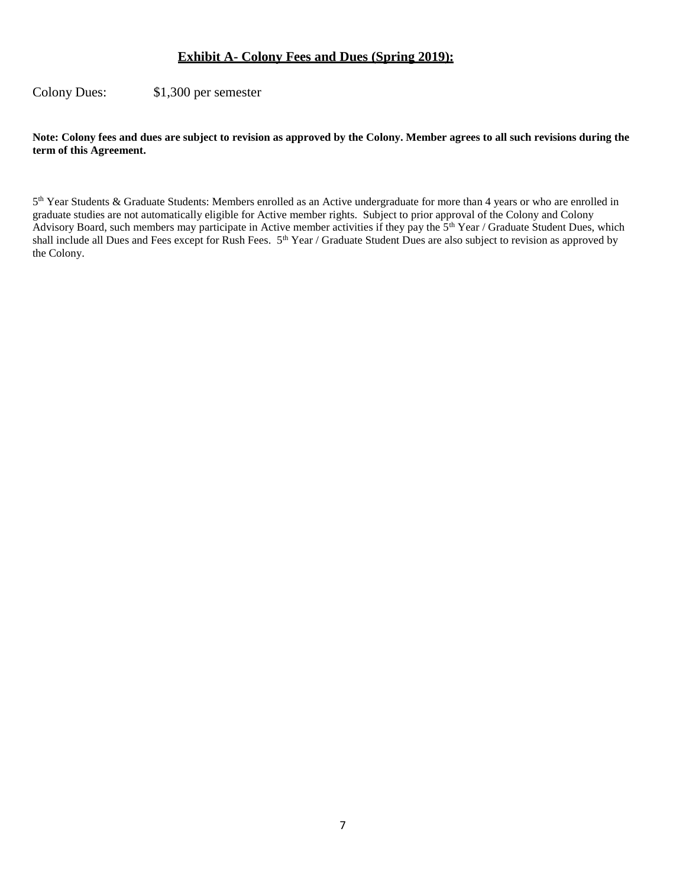## Exhibit A- Colony Fees and Dues (Spring 2019):

Colony Dues: $1,300 per semester

**Note: Colony fees and dues are subject to revision as approved by the Colony. Member agrees to all such revisions during the term of this Agreement.**

5th Year Students & Graduate Students: Members enrolled as an Active undergraduate for more than 4 years or who are enrolled in graduate studies are not automatically eligible for Active member rights. Subject to prior approval of the Colony and Colony Advisory Board, such members may participate in Active member activities if they pay the 5th Year / Graduate Student Dues, which shall include all Dues and Fees except for Rush Fees. 5th Year / Graduate Student Dues are also subject to revision as approved by the Colony.